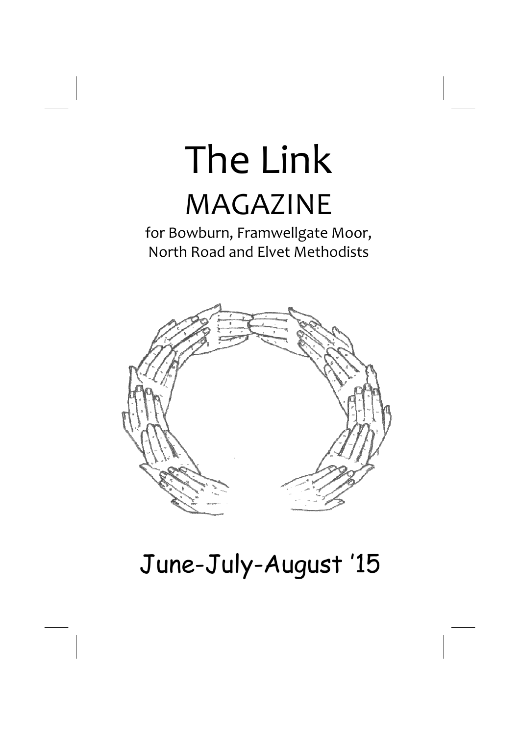# The Link

## MAGAZINE

for Bowburn, Framwellgate Moor, North Road and Elvet Methodists

June-July-August '15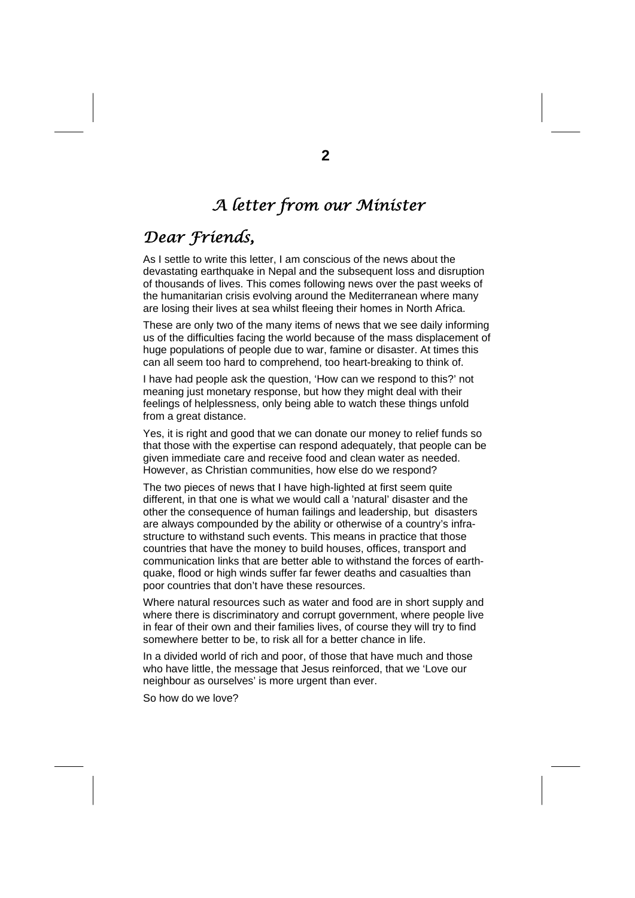# *A letter from our Minister*

## *Dear Friends,*

As I settle to write this letter, I am conscious of the news about the devastating earthquake in Nepal and the subsequent loss and disruption of thousands of lives. This comes following news over the past weeks of the humanitarian crisis evolving around the Mediterranean where many are losing their lives at sea whilst fleeing their homes in North Africa.

These are only two of the many items of news that we see daily informing us of the difficulties facing the world because of the mass displacement of huge populations of people due to war, famine or disaster. At times this can all seem too hard to comprehend, too heart-breaking to think of.

I have had people ask the question, 'How can we respond to this?' not meaning just monetary response, but how they might deal with their feelings of helplessness, only being able to watch these things unfold from a great distance.

Yes, it is right and good that we can donate our money to relief funds so that those with the expertise can respond adequately, that people can be given immediate care and receive food and clean water as needed. However, as Christian communities, how else do we respond?

The two pieces of news that I have high-lighted at first seem quite different, in that one is what we would call a 'natural' disaster and the other the consequence of human failings and leadership, but disasters are always compounded by the ability or otherwise of a country's infra-structure to withstand such events. This means in practice that those countries that have the money to build houses, offices, transport and communication links that are better able to withstand the forces of earth-quake, flood or high winds suffer far fewer deaths and casualties than poor countries that don't have these resources.

Where natural resources such as water and food are in short supply and where there is discriminatory and corrupt government, where people live in fear of their own and their families lives, of course they will try to find somewhere better to be, to risk all for a better chance in life.

In a divided world of rich and poor, of those that have much and those who have little, the message that Jesus reinforced, that we 'Love our neighbour as ourselves' is more urgent than ever.

So how do we love?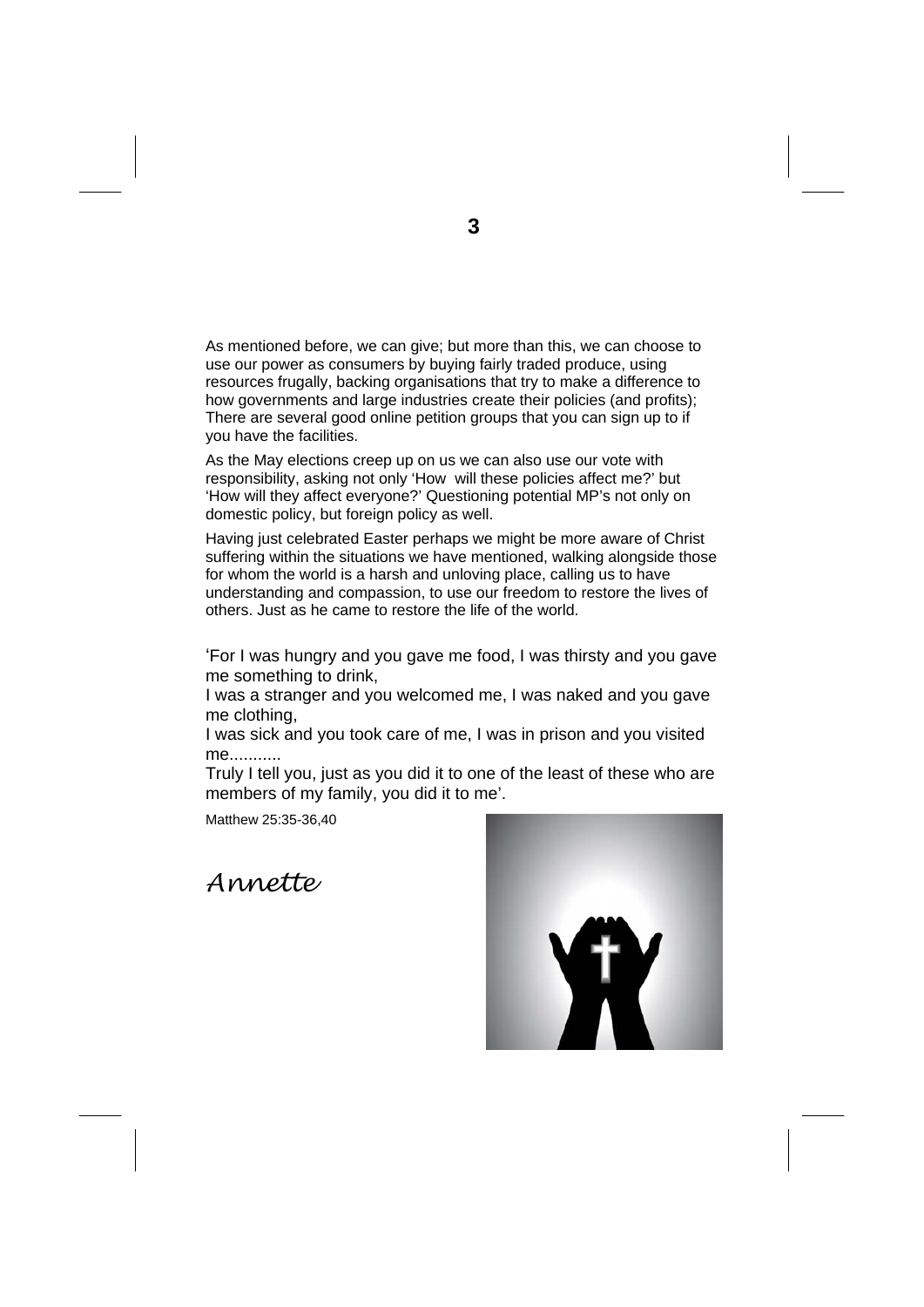As mentioned before, we can give; but more than this, we can choose to use our power as consumers by buying fairly traded produce, using resources frugally, backing organisations that try to make a difference to how governments and large industries create their policies (and profits); There are several good online petition groups that you can sign up to if you have the facilities.

As the May elections creep up on us we can also use our vote with responsibility, asking not only 'How  will these policies affect me?' but 'How will they affect everyone?' Questioning potential MP's not only on domestic policy, but foreign policy as well.

Having just celebrated Easter perhaps we might be more aware of Christ suffering within the situations we have mentioned, walking alongside those for whom the world is a harsh and unloving place, calling us to have understanding and compassion, to use our freedom to restore the lives of others. Just as he came to restore the life of the world.

'For I was hungry and you gave me food, I was thirsty and you gave me something to drink,
I was a stranger and you welcomed me, I was naked and you gave me clothing,
I was sick and you took care of me, I was in prison and you visited me...........
Truly I tell you, just as you did it to one of the least of these who are members of my family, you did it to me'.

Matthew 25:35-36,40

*Annette*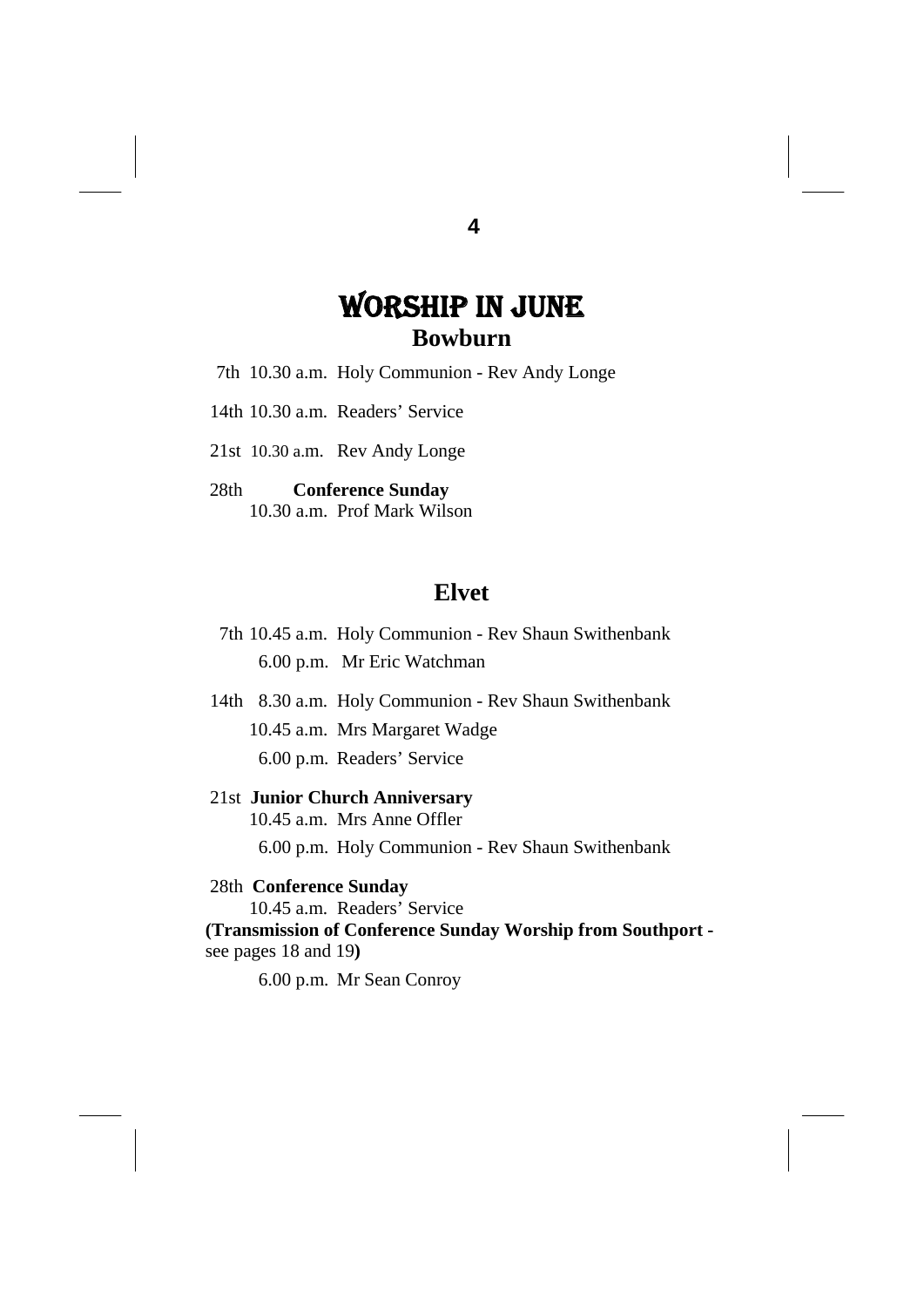# WORSHIP IN JUNE

## Bowburn

7th 10.30 a.m. Holy Communion - Rev Andy Longe

14th 10.30 a.m. Readers' Service

21st 10.30 a.m. Rev Andy Longe

28th **Conference Sunday**
10.30 a.m. Prof Mark Wilson

## Elvet

7th 10.45 a.m. Holy Communion - Rev Shaun Swithenbank
6.00 p.m. Mr Eric Watchman

14th 8.30 a.m. Holy Communion - Rev Shaun Swithenbank
10.45 a.m. Mrs Margaret Wadge
6.00 p.m. Readers' Service

21st **Junior Church Anniversary**
10.45 a.m. Mrs Anne Offler
6.00 p.m. Holy Communion - Rev Shaun Swithenbank

28th **Conference Sunday**
10.45 a.m. Readers' Service
**(Transmission of Conference Sunday Worship from Southport -** see pages 18 and 19**)**
6.00 p.m. Mr Sean Conroy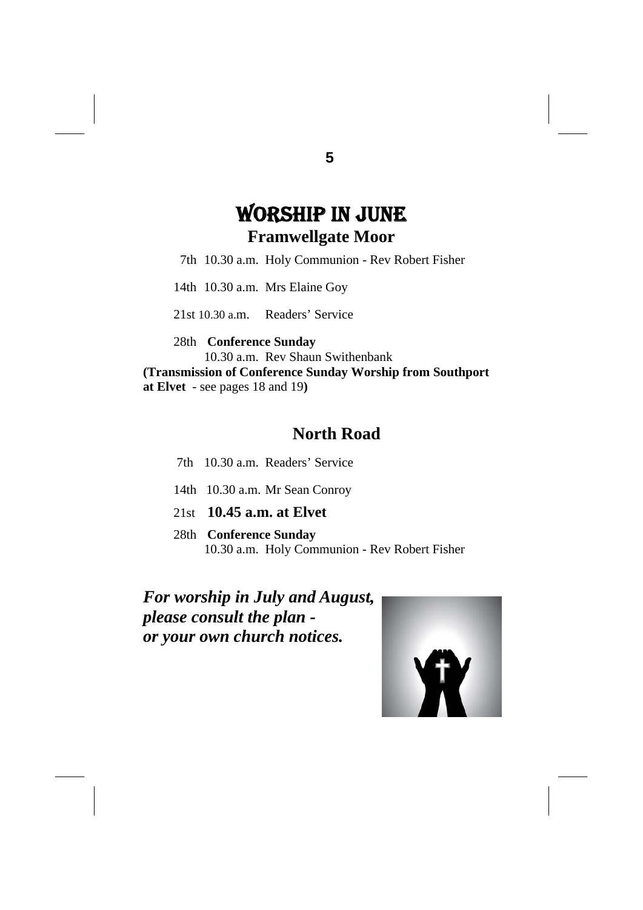# WORSHIP IN JUNE

## Framwellgate Moor

7th 10.30 a.m. Holy Communion - Rev Robert Fisher

14th 10.30 a.m. Mrs Elaine Goy

21st 10.30 a.m. Readers' Service

28th **Conference Sunday**
10.30 a.m. Rev Shaun Swithenbank
**(Transmission of Conference Sunday Worship from Southport at Elvet** - see pages 18 and 19**)**

## North Road

7th 10.30 a.m. Readers' Service

14th 10.30 a.m. Mr Sean Conroy

21st **10.45 a.m. at Elvet**

28th **Conference Sunday**
10.30 a.m. Holy Communion - Rev Robert Fisher

***For worship in July and August, please consult the plan - or your own church notices.***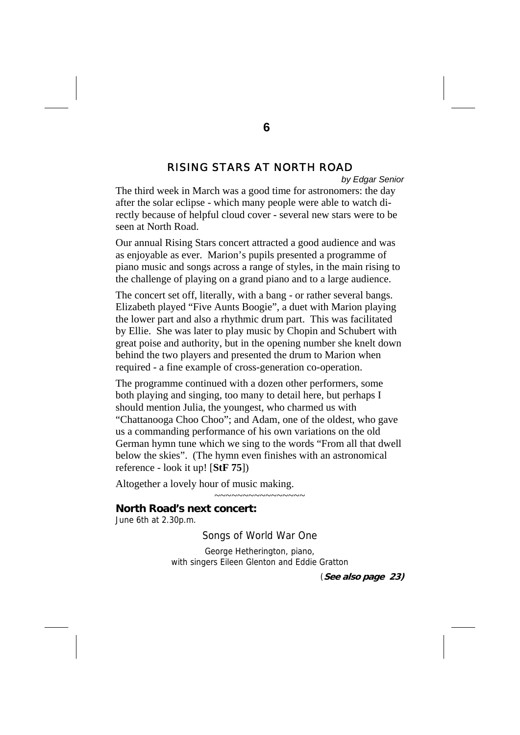## RISING STARS AT NORTH ROAD

*by Edgar Senior*

The third week in March was a good time for astronomers: the day after the solar eclipse - which many people were able to watch directly because of helpful cloud cover - several new stars were to be seen at North Road.

Our annual Rising Stars concert attracted a good audience and was as enjoyable as ever. Marion's pupils presented a programme of piano music and songs across a range of styles, in the main rising to the challenge of playing on a grand piano and to a large audience.

The concert set off, literally, with a bang - or rather several bangs. Elizabeth played "Five Aunts Boogie", a duet with Marion playing the lower part and also a rhythmic drum part. This was facilitated by Ellie. She was later to play music by Chopin and Schubert with great poise and authority, but in the opening number she knelt down behind the two players and presented the drum to Marion when required - a fine example of cross-generation co-operation.

The programme continued with a dozen other performers, some both playing and singing, too many to detail here, but perhaps I should mention Julia, the youngest, who charmed us with "Chattanooga Choo Choo"; and Adam, one of the oldest, who gave us a commanding performance of his own variations on the old German hymn tune which we sing to the words "From all that dwell below the skies". (The hymn even finishes with an astronomical reference - look it up! [**StF 75**])

Altogether a lovely hour of music making.

~~~~~~~~~~~~~~~~

**North Road's next concert:**

June 6th at 2.30p.m.

Songs of World War One

George Hetherington, piano,
with singers Eileen Glenton and Eddie Gratton

(***See also page 23)***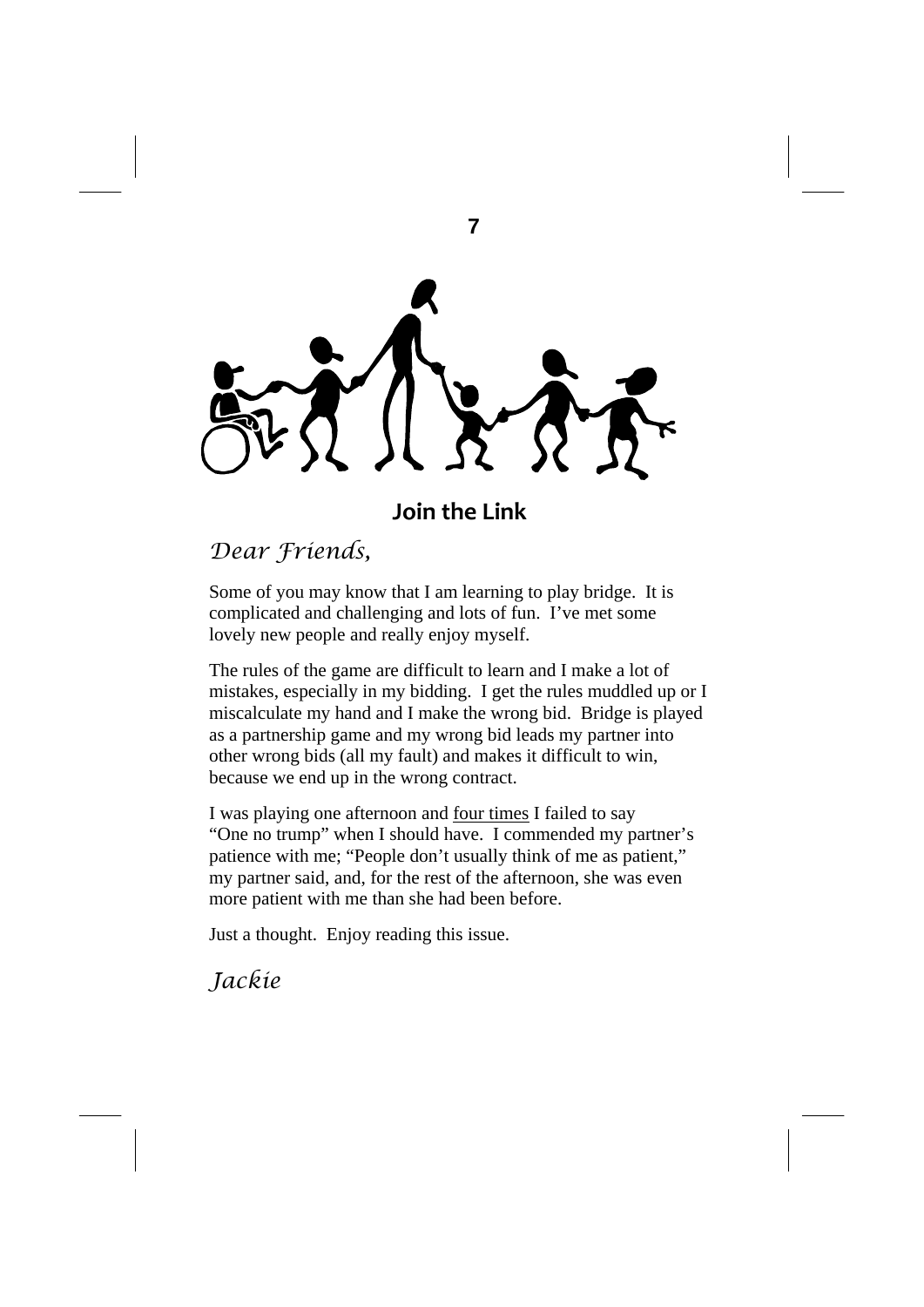## Join the Link

*Dear Friends,*

Some of you may know that I am learning to play bridge. It is complicated and challenging and lots of fun. I've met some lovely new people and really enjoy myself.

The rules of the game are difficult to learn and I make a lot of mistakes, especially in my bidding. I get the rules muddled up or I miscalculate my hand and I make the wrong bid. Bridge is played as a partnership game and my wrong bid leads my partner into other wrong bids (all my fault) and makes it difficult to win, because we end up in the wrong contract.

I was playing one afternoon and <u>four times</u> I failed to say "One no trump" when I should have. I commended my partner's patience with me; "People don't usually think of me as patient," my partner said, and, for the rest of the afternoon, she was even more patient with me than she had been before.

Just a thought. Enjoy reading this issue.

*Jackie*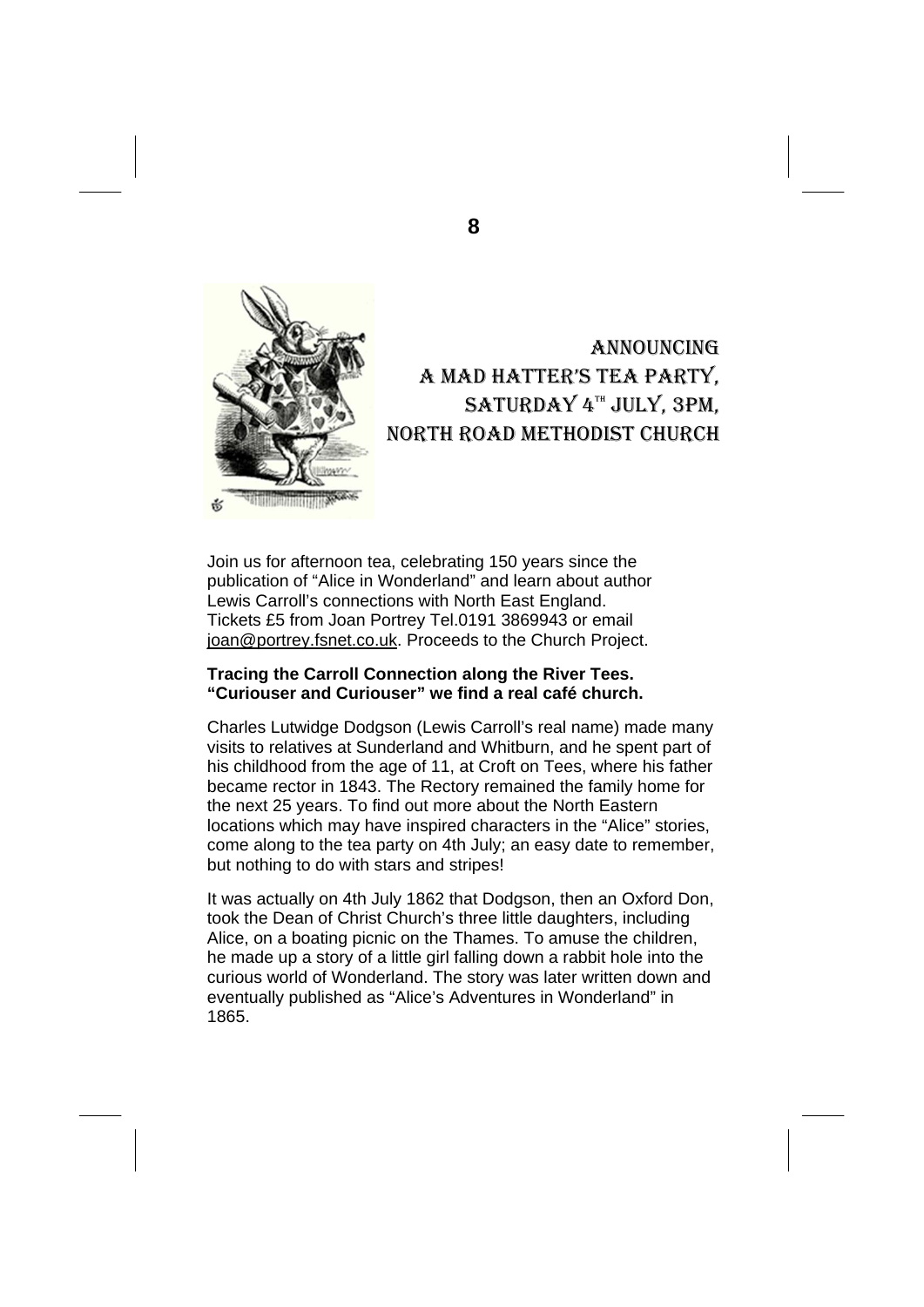## Announcing
## A Mad Hatter's Tea Party,
## Saturday 4th July, 3pm,
## North Road Methodist Church

Join us for afternoon tea, celebrating 150 years since the publication of "Alice in Wonderland" and learn about author Lewis Carroll's connections with North East England. Tickets £5 from Joan Portrey Tel.0191 3869943 or email joan@portrey.fsnet.co.uk. Proceeds to the Church Project.

**Tracing the Carroll Connection along the River Tees. "Curiouser and Curiouser" we find a real café church.**

Charles Lutwidge Dodgson (Lewis Carroll's real name) made many visits to relatives at Sunderland and Whitburn, and he spent part of his childhood from the age of 11, at Croft on Tees, where his father became rector in 1843. The Rectory remained the family home for the next 25 years. To find out more about the North Eastern locations which may have inspired characters in the "Alice" stories, come along to the tea party on 4th July; an easy date to remember, but nothing to do with stars and stripes!

It was actually on 4th July 1862 that Dodgson, then an Oxford Don, took the Dean of Christ Church's three little daughters, including Alice, on a boating picnic on the Thames. To amuse the children, he made up a story of a little girl falling down a rabbit hole into the curious world of Wonderland. The story was later written down and eventually published as "Alice's Adventures in Wonderland" in 1865.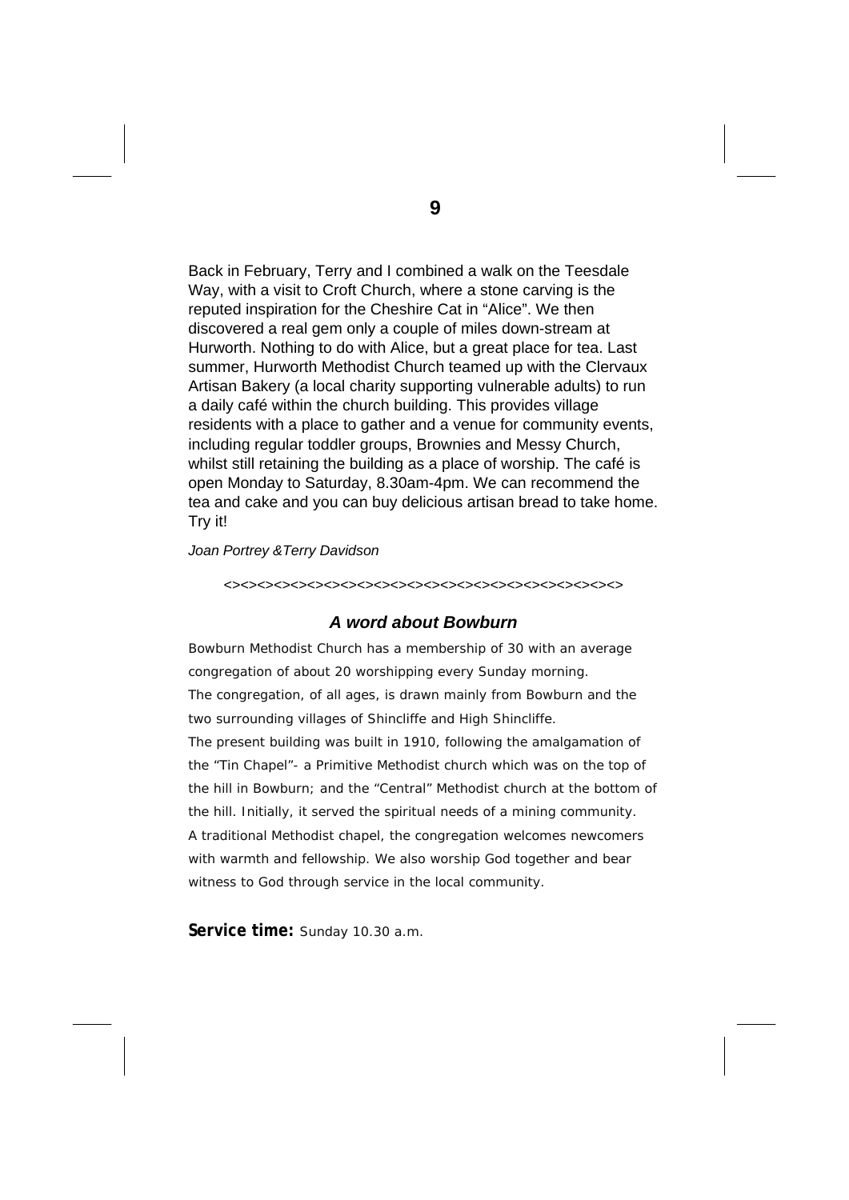Back in February, Terry and I combined a walk on the Teesdale Way, with a visit to Croft Church, where a stone carving is the reputed inspiration for the Cheshire Cat in "Alice". We then discovered a real gem only a couple of miles down-stream at Hurworth. Nothing to do with Alice, but a great place for tea. Last summer, Hurworth Methodist Church teamed up with the Clervaux Artisan Bakery (a local charity supporting vulnerable adults) to run a daily café within the church building. This provides village residents with a place to gather and a venue for community events, including regular toddler groups, Brownies and Messy Church, whilst still retaining the building as a place of worship. The café is open Monday to Saturday, 8.30am-4pm. We can recommend the tea and cake and you can buy delicious artisan bread to take home. Try it!

*Joan Portrey &Terry Davidson*

<><><><><><><><><><><><><><><><><><><><><><><><><>

## *A word about Bowburn*

Bowburn Methodist Church has a membership of 30 with an average congregation of about 20 worshipping every Sunday morning.

The congregation, of all ages, is drawn mainly from Bowburn and the two surrounding villages of Shincliffe and High Shincliffe.

The present building was built in 1910, following the amalgamation of the "Tin Chapel"- a Primitive Methodist church which was on the top of the hill in Bowburn; and the "Central" Methodist church at the bottom of the hill. Initially, it served the spiritual needs of a mining community.

A traditional Methodist chapel, the congregation welcomes newcomers with warmth and fellowship. We also worship God together and bear witness to God through service in the local community.

**Service time:** Sunday 10.30 a.m.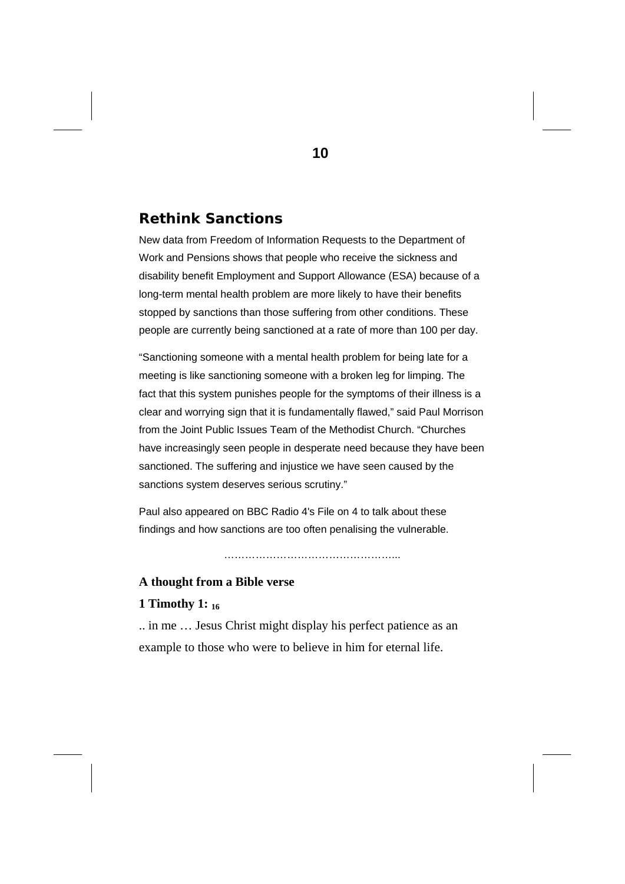## Rethink Sanctions

New data from Freedom of Information Requests to the Department of Work and Pensions shows that people who receive the sickness and disability benefit Employment and Support Allowance (ESA) because of a long-term mental health problem are more likely to have their benefits stopped by sanctions than those suffering from other conditions. These people are currently being sanctioned at a rate of more than 100 per day.

"Sanctioning someone with a mental health problem for being late for a meeting is like sanctioning someone with a broken leg for limping. The fact that this system punishes people for the symptoms of their illness is a clear and worrying sign that it is fundamentally flawed," said Paul Morrison from the Joint Public Issues Team of the Methodist Church. "Churches have increasingly seen people in desperate need because they have been sanctioned. The suffering and injustice we have seen caused by the sanctions system deserves serious scrutiny."

Paul also appeared on BBC Radio 4's File on 4 to talk about these findings and how sanctions are too often penalising the vulnerable.

…………………………………………...

**A thought from a Bible verse**

**1 Timothy 1: 16**

.. in me … Jesus Christ might display his perfect patience as an example to those who were to believe in him for eternal life.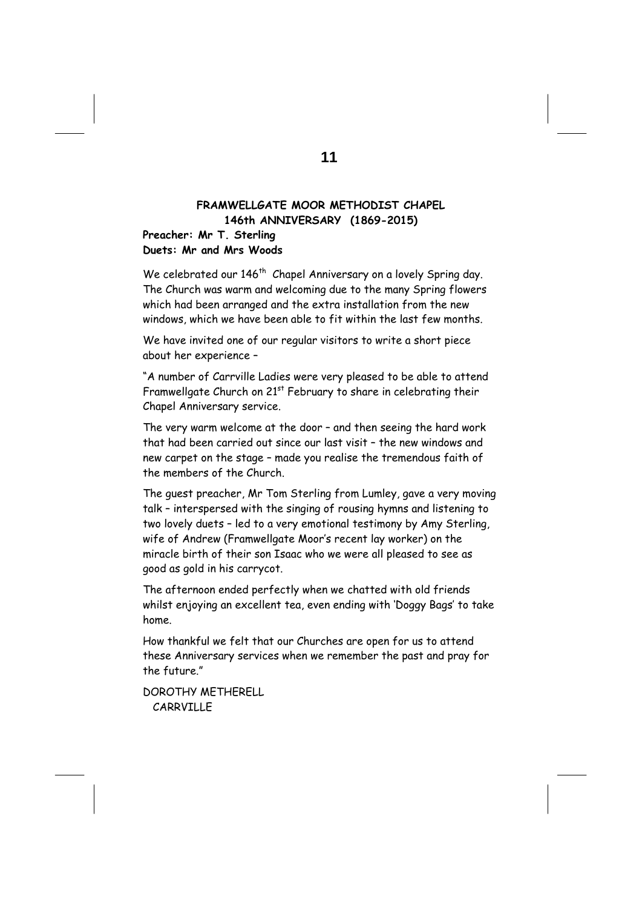**FRAMWELLGATE MOOR METHODIST CHAPEL**
**146th ANNIVERSARY (1869-2015)**

**Preacher: Mr T. Sterling**
**Duets: Mr and Mrs Woods**

We celebrated our 146th Chapel Anniversary on a lovely Spring day. The Church was warm and welcoming due to the many Spring flowers which had been arranged and the extra installation from the new windows, which we have been able to fit within the last few months.

We have invited one of our regular visitors to write a short piece about her experience –

"A number of Carrville Ladies were very pleased to be able to attend Framwellgate Church on 21st February to share in celebrating their Chapel Anniversary service.

The very warm welcome at the door – and then seeing the hard work that had been carried out since our last visit – the new windows and new carpet on the stage – made you realise the tremendous faith of the members of the Church.

The guest preacher, Mr Tom Sterling from Lumley, gave a very moving talk – interspersed with the singing of rousing hymns and listening to two lovely duets – led to a very emotional testimony by Amy Sterling, wife of Andrew (Framwellgate Moor's recent lay worker) on the miracle birth of their son Isaac who we were all pleased to see as good as gold in his carrycot.

The afternoon ended perfectly when we chatted with old friends whilst enjoying an excellent tea, even ending with 'Doggy Bags' to take home.

How thankful we felt that our Churches are open for us to attend these Anniversary services when we remember the past and pray for the future."

DOROTHY METHERELL
CARRVILLE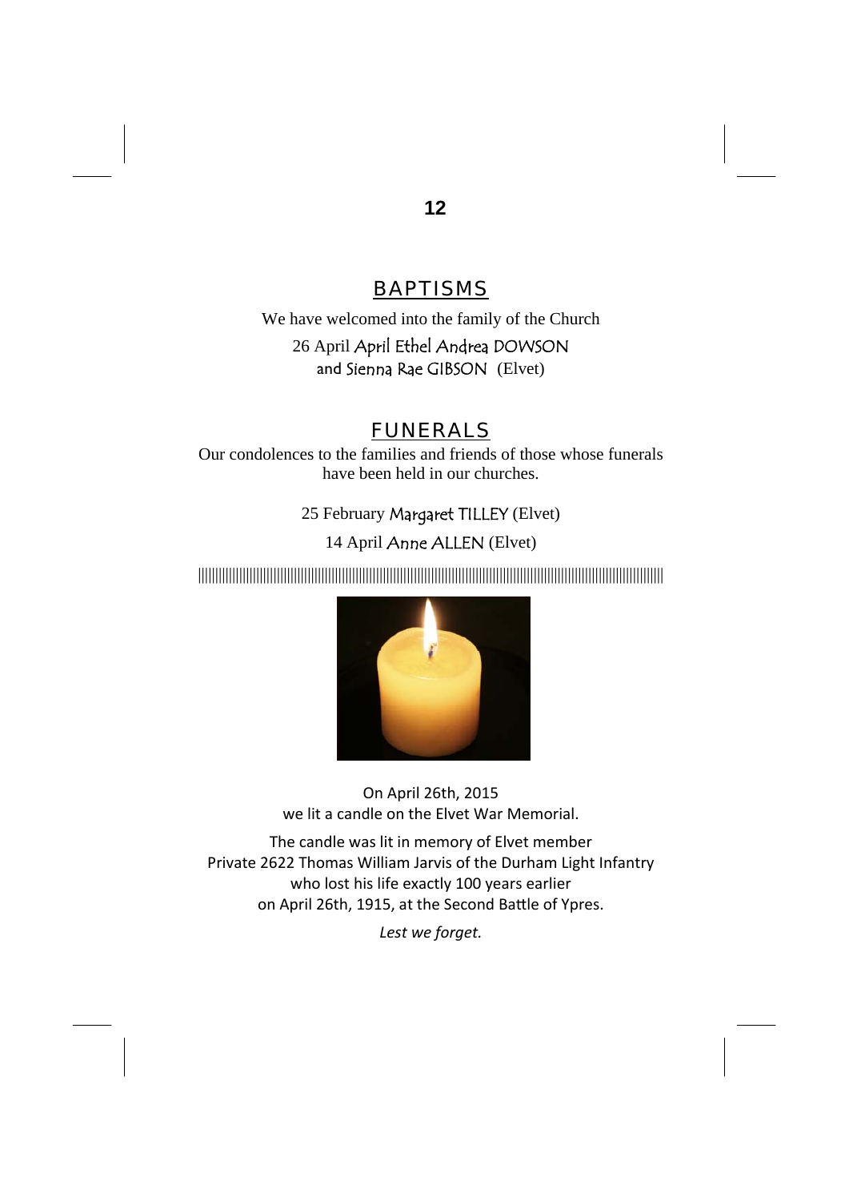## BAPTISMS

We have welcomed into the family of the Church

26 April April Ethel Andrea DOWSON
and Sienna Rae GIBSON (Elvet)

## FUNERALS

Our condolences to the families and friends of those whose funerals have been held in our churches.

25 February Margaret TILLEY (Elvet)

14 April Anne ALLEN (Elvet)

---

On April 26th, 2015
we lit a candle on the Elvet War Memorial.

The candle was lit in memory of Elvet member
Private 2622 Thomas William Jarvis of the Durham Light Infantry
who lost his life exactly 100 years earlier
on April 26th, 1915, at the Second Battle of Ypres.

*Lest we forget.*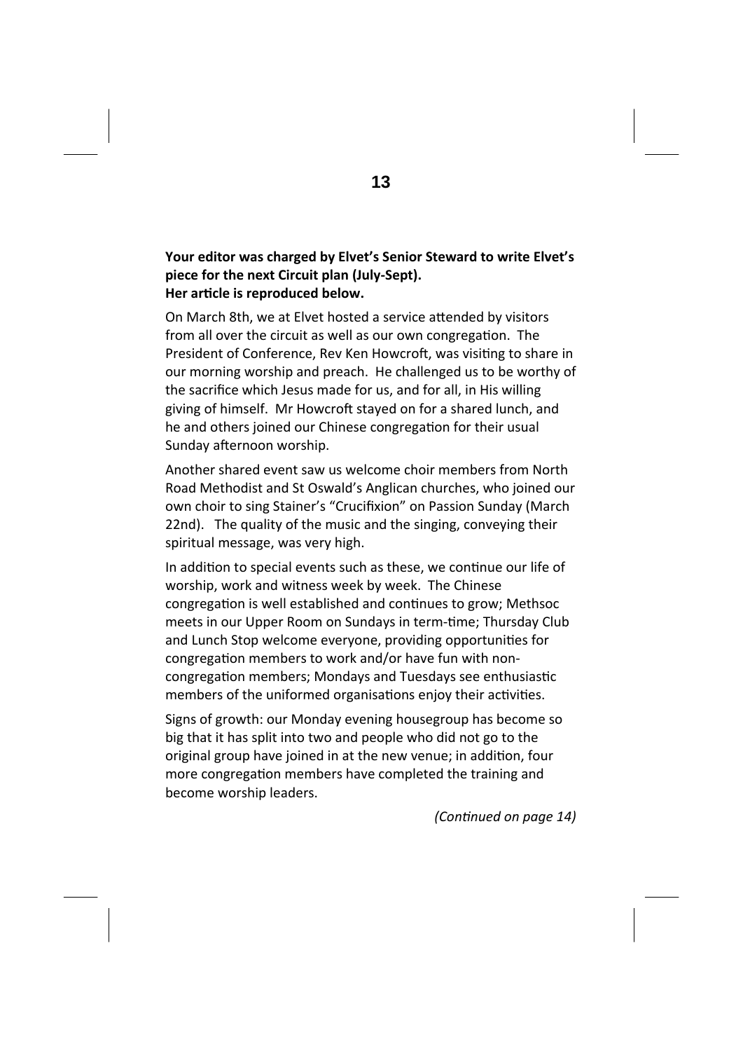**Your editor was charged by Elvet's Senior Steward to write Elvet's piece for the next Circuit plan (July-Sept).**
**Her article is reproduced below.**

On March 8th, we at Elvet hosted a service attended by visitors from all over the circuit as well as our own congregation. The President of Conference, Rev Ken Howcroft, was visiting to share in our morning worship and preach. He challenged us to be worthy of the sacrifice which Jesus made for us, and for all, in His willing giving of himself. Mr Howcroft stayed on for a shared lunch, and he and others joined our Chinese congregation for their usual Sunday afternoon worship.

Another shared event saw us welcome choir members from North Road Methodist and St Oswald's Anglican churches, who joined our own choir to sing Stainer's "Crucifixion" on Passion Sunday (March 22nd). The quality of the music and the singing, conveying their spiritual message, was very high.

In addition to special events such as these, we continue our life of worship, work and witness week by week. The Chinese congregation is well established and continues to grow; Methsoc meets in our Upper Room on Sundays in term-time; Thursday Club and Lunch Stop welcome everyone, providing opportunities for congregation members to work and/or have fun with non-congregation members; Mondays and Tuesdays see enthusiastic members of the uniformed organisations enjoy their activities.

Signs of growth: our Monday evening housegroup has become so big that it has split into two and people who did not go to the original group have joined in at the new venue; in addition, four more congregation members have completed the training and become worship leaders.

*(Continued on page 14)*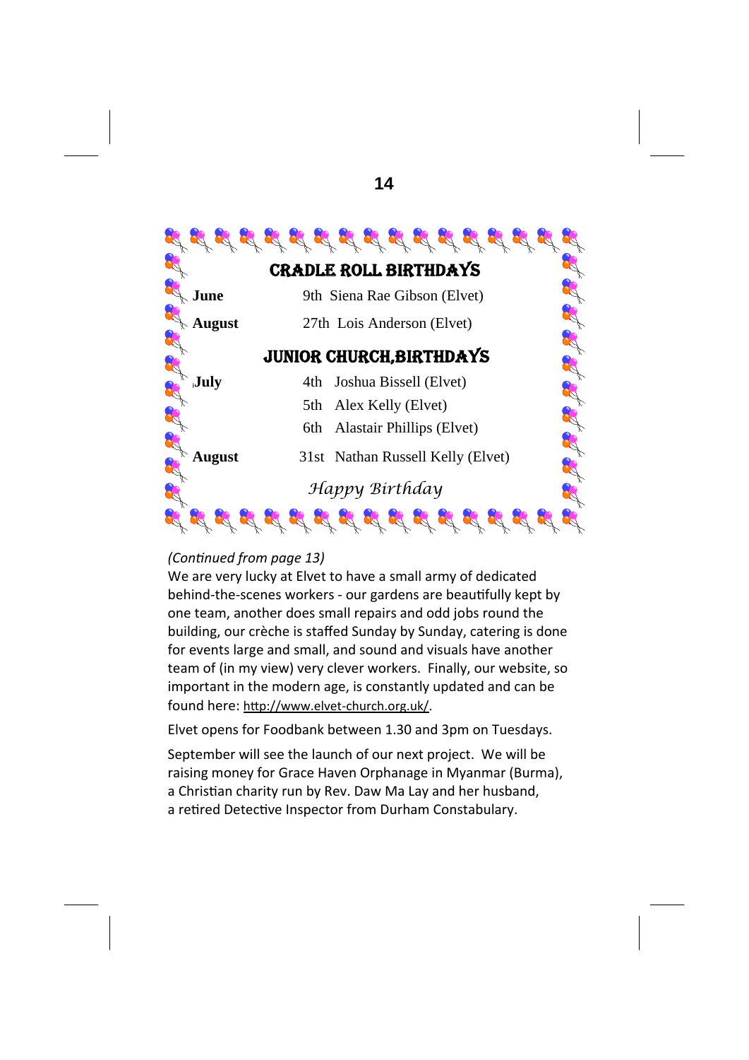## CRADLE ROLL BIRTHDAYS

| | | |
|---|---|---|
| **June** | 9th | Siena Rae Gibson (Elvet) |
| **August** | 27th | Lois Anderson (Elvet) |

## JUNIOR CHURCH,BIRTHDAYS

| | | |
|---|---|---|
| **July** | 4th | Joshua Bissell (Elvet) |
| | 5th | Alex Kelly (Elvet) |
| | 6th | Alastair Phillips (Elvet) |
| **August** | 31st | Nathan Russell Kelly (Elvet) |

*Happy Birthday*

*(Continued from page 13)*

We are very lucky at Elvet to have a small army of dedicated behind-the-scenes workers - our gardens are beautifully kept by one team, another does small repairs and odd jobs round the building, our crèche is staffed Sunday by Sunday, catering is done for events large and small, and sound and visuals have another team of (in my view) very clever workers. Finally, our website, so important in the modern age, is constantly updated and can be found here: http://www.elvet-church.org.uk/.

Elvet opens for Foodbank between 1.30 and 3pm on Tuesdays.

September will see the launch of our next project. We will be raising money for Grace Haven Orphanage in Myanmar (Burma), a Christian charity run by Rev. Daw Ma Lay and her husband, a retired Detective Inspector from Durham Constabulary.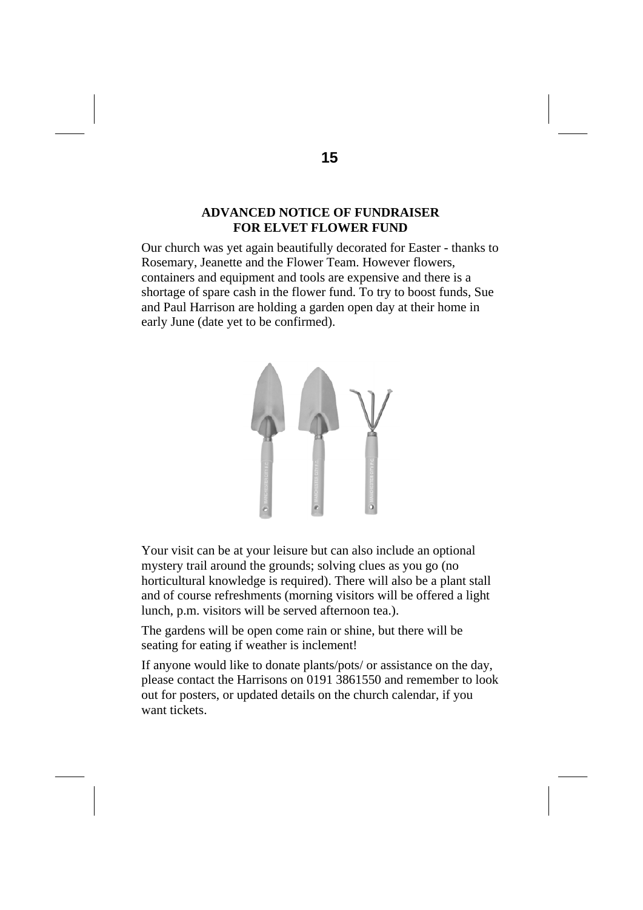## ADVANCED NOTICE OF FUNDRAISER FOR ELVET FLOWER FUND

Our church was yet again beautifully decorated for Easter - thanks to Rosemary, Jeanette and the Flower Team. However flowers, containers and equipment and tools are expensive and there is a shortage of spare cash in the flower fund. To try to boost funds, Sue and Paul Harrison are holding a garden open day at their home in early June (date yet to be confirmed).

Your visit can be at your leisure but can also include an optional mystery trail around the grounds; solving clues as you go (no horticultural knowledge is required). There will also be a plant stall and of course refreshments (morning visitors will be offered a light lunch, p.m. visitors will be served afternoon tea.).

The gardens will be open come rain or shine, but there will be seating for eating if weather is inclement!

If anyone would like to donate plants/pots/ or assistance on the day, please contact the Harrisons on 0191 3861550 and remember to look out for posters, or updated details on the church calendar, if you want tickets.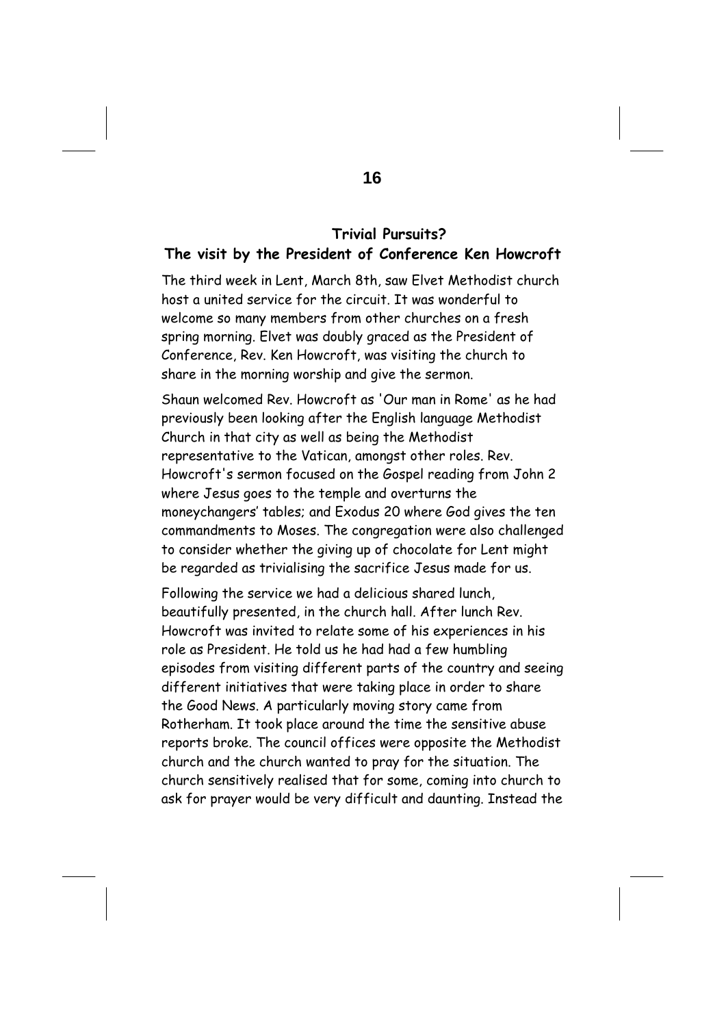## Trivial Pursuits?

## The visit by the President of Conference Ken Howcroft

The third week in Lent, March 8th, saw Elvet Methodist church host a united service for the circuit. It was wonderful to welcome so many members from other churches on a fresh spring morning. Elvet was doubly graced as the President of Conference, Rev. Ken Howcroft, was visiting the church to share in the morning worship and give the sermon.

Shaun welcomed Rev. Howcroft as 'Our man in Rome' as he had previously been looking after the English language Methodist Church in that city as well as being the Methodist representative to the Vatican, amongst other roles. Rev. Howcroft's sermon focused on the Gospel reading from John 2 where Jesus goes to the temple and overturns the moneychangers' tables; and Exodus 20 where God gives the ten commandments to Moses. The congregation were also challenged to consider whether the giving up of chocolate for Lent might be regarded as trivialising the sacrifice Jesus made for us.

Following the service we had a delicious shared lunch, beautifully presented, in the church hall. After lunch Rev. Howcroft was invited to relate some of his experiences in his role as President. He told us he had had a few humbling episodes from visiting different parts of the country and seeing different initiatives that were taking place in order to share the Good News. A particularly moving story came from Rotherham. It took place around the time the sensitive abuse reports broke. The council offices were opposite the Methodist church and the church wanted to pray for the situation. The church sensitively realised that for some, coming into church to ask for prayer would be very difficult and daunting. Instead the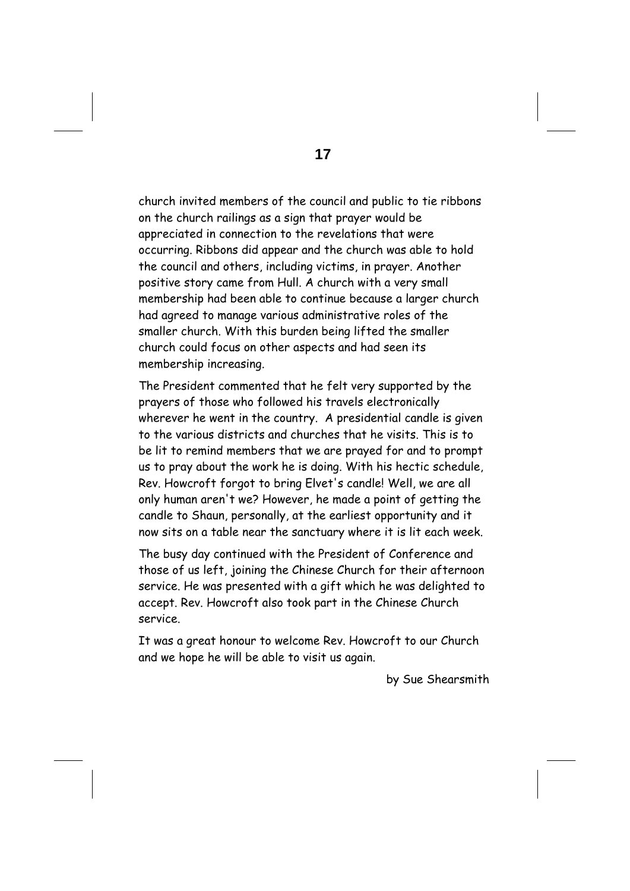church invited members of the council and public to tie ribbons on the church railings as a sign that prayer would be appreciated in connection to the revelations that were occurring. Ribbons did appear and the church was able to hold the council and others, including victims, in prayer. Another positive story came from Hull. A church with a very small membership had been able to continue because a larger church had agreed to manage various administrative roles of the smaller church. With this burden being lifted the smaller church could focus on other aspects and had seen its membership increasing.

The President commented that he felt very supported by the prayers of those who followed his travels electronically wherever he went in the country. A presidential candle is given to the various districts and churches that he visits. This is to be lit to remind members that we are prayed for and to prompt us to pray about the work he is doing. With his hectic schedule, Rev. Howcroft forgot to bring Elvet's candle! Well, we are all only human aren't we? However, he made a point of getting the candle to Shaun, personally, at the earliest opportunity and it now sits on a table near the sanctuary where it is lit each week.

The busy day continued with the President of Conference and those of us left, joining the Chinese Church for their afternoon service. He was presented with a gift which he was delighted to accept. Rev. Howcroft also took part in the Chinese Church service.

It was a great honour to welcome Rev. Howcroft to our Church and we hope he will be able to visit us again.

by Sue Shearsmith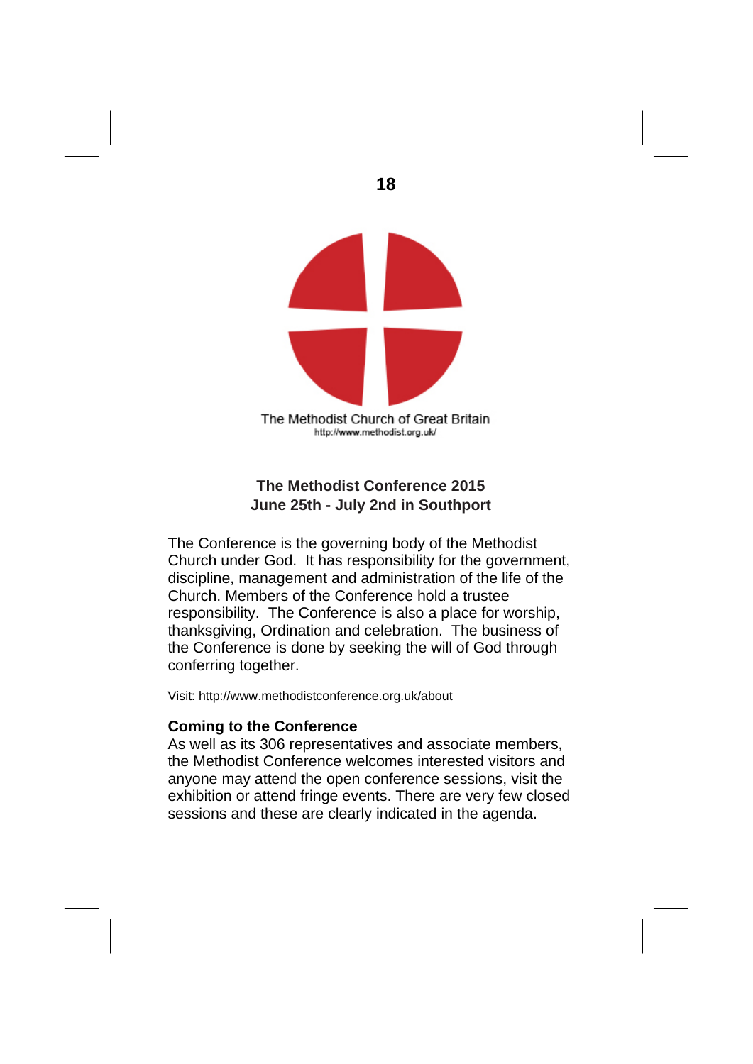The Methodist Church of Great Britain
http://www.methodist.org.uk/

## The Methodist Conference 2015
## June 25th - July 2nd in Southport

The Conference is the governing body of the Methodist Church under God. It has responsibility for the government, discipline, management and administration of the life of the Church. Members of the Conference hold a trustee responsibility. The Conference is also a place for worship, thanksgiving, Ordination and celebration. The business of the Conference is done by seeking the will of God through conferring together.

Visit: http://www.methodistconference.org.uk/about

### Coming to the Conference

As well as its 306 representatives and associate members, the Methodist Conference welcomes interested visitors and anyone may attend the open conference sessions, visit the exhibition or attend fringe events. There are very few closed sessions and these are clearly indicated in the agenda.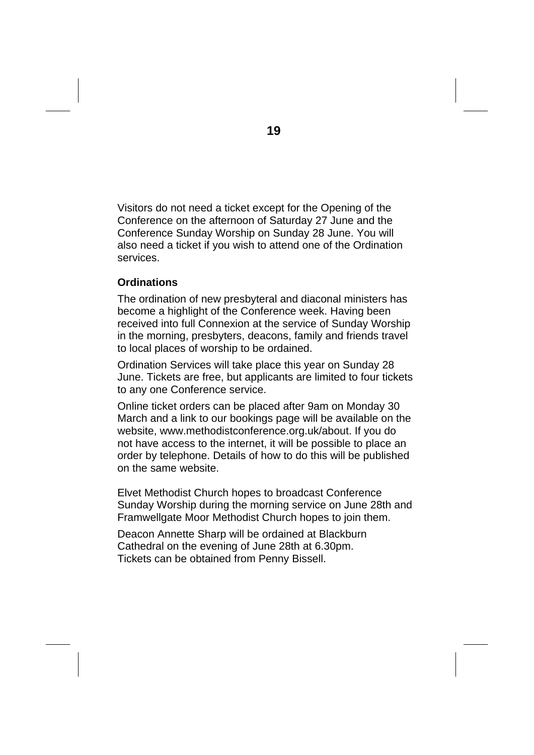Visitors do not need a ticket except for the Opening of the Conference on the afternoon of Saturday 27 June and the Conference Sunday Worship on Sunday 28 June. You will also need a ticket if you wish to attend one of the Ordination services.

### Ordinations

The ordination of new presbyteral and diaconal ministers has become a highlight of the Conference week. Having been received into full Connexion at the service of Sunday Worship in the morning, presbyters, deacons, family and friends travel to local places of worship to be ordained.

Ordination Services will take place this year on Sunday 28 June. Tickets are free, but applicants are limited to four tickets to any one Conference service.

Online ticket orders can be placed after 9am on Monday 30 March and a link to our bookings page will be available on the website, www.methodistconference.org.uk/about. If you do not have access to the internet, it will be possible to place an order by telephone. Details of how to do this will be published on the same website.

Elvet Methodist Church hopes to broadcast Conference Sunday Worship during the morning service on June 28th and Framwellgate Moor Methodist Church hopes to join them.

Deacon Annette Sharp will be ordained at Blackburn Cathedral on the evening of June 28th at 6.30pm.
Tickets can be obtained from Penny Bissell.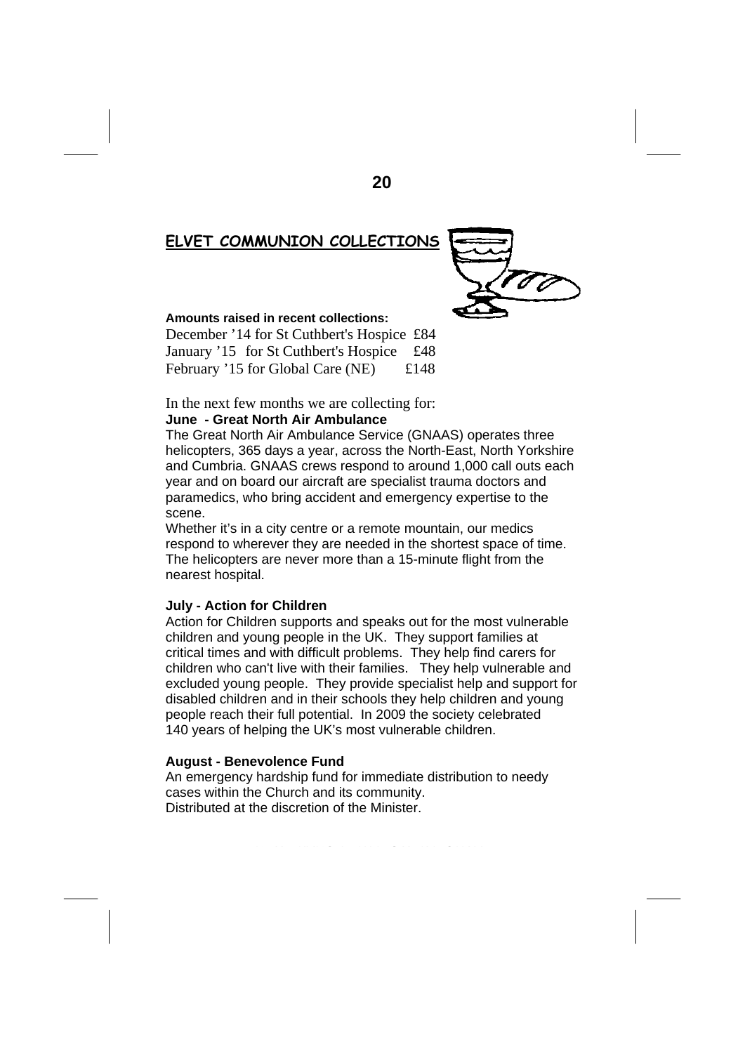## ELVET COMMUNION COLLECTIONS

**Amounts raised in recent collections:**

December '14 for St Cuthbert's Hospice £84
January '15 for St Cuthbert's Hospice £48
February '15 for Global Care (NE) £148

In the next few months we are collecting for:

**June - Great North Air Ambulance**

The Great North Air Ambulance Service (GNAAS) operates three helicopters, 365 days a year, across the North-East, North Yorkshire and Cumbria. GNAAS crews respond to around 1,000 call outs each year and on board our aircraft are specialist trauma doctors and paramedics, who bring accident and emergency expertise to the scene.

Whether it's in a city centre or a remote mountain, our medics respond to wherever they are needed in the shortest space of time. The helicopters are never more than a 15-minute flight from the nearest hospital.

**July - Action for Children**

Action for Children supports and speaks out for the most vulnerable children and young people in the UK. They support families at critical times and with difficult problems. They help find carers for children who can't live with their families. They help vulnerable and excluded young people. They provide specialist help and support for disabled children and in their schools they help children and young people reach their full potential. In 2009 the society celebrated 140 years of helping the UK's most vulnerable children.

**August - Benevolence Fund**

An emergency hardship fund for immediate distribution to needy cases within the Church and its community.
Distributed at the discretion of the Minister.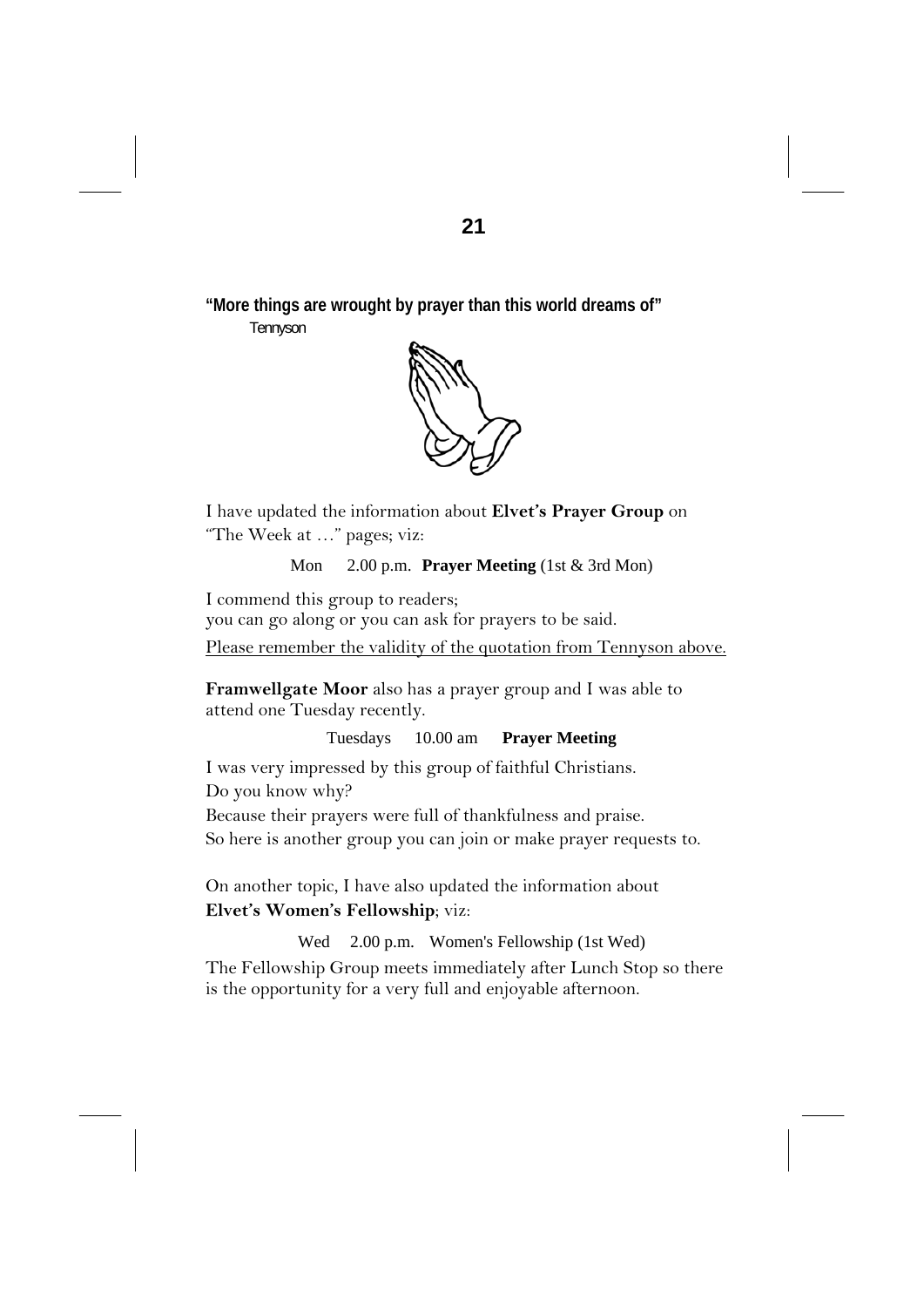**"More things are wrought by prayer than this world dreams of"**
Tennyson

I have updated the information about **Elvet's Prayer Group** on "The Week at …" pages; viz:

Mon 2.00 p.m. **Prayer Meeting** (1st & 3rd Mon)

I commend this group to readers;
you can go along or you can ask for prayers to be said.

<u>Please remember the validity of the quotation from Tennyson above.</u>

**Framwellgate Moor** also has a prayer group and I was able to attend one Tuesday recently.

Tuesdays 10.00 am **Prayer Meeting**

I was very impressed by this group of faithful Christians.
Do you know why?
Because their prayers were full of thankfulness and praise.
So here is another group you can join or make prayer requests to.

On another topic, I have also updated the information about **Elvet's Women's Fellowship**; viz:

Wed 2.00 p.m. Women's Fellowship (1st Wed)

The Fellowship Group meets immediately after Lunch Stop so there is the opportunity for a very full and enjoyable afternoon.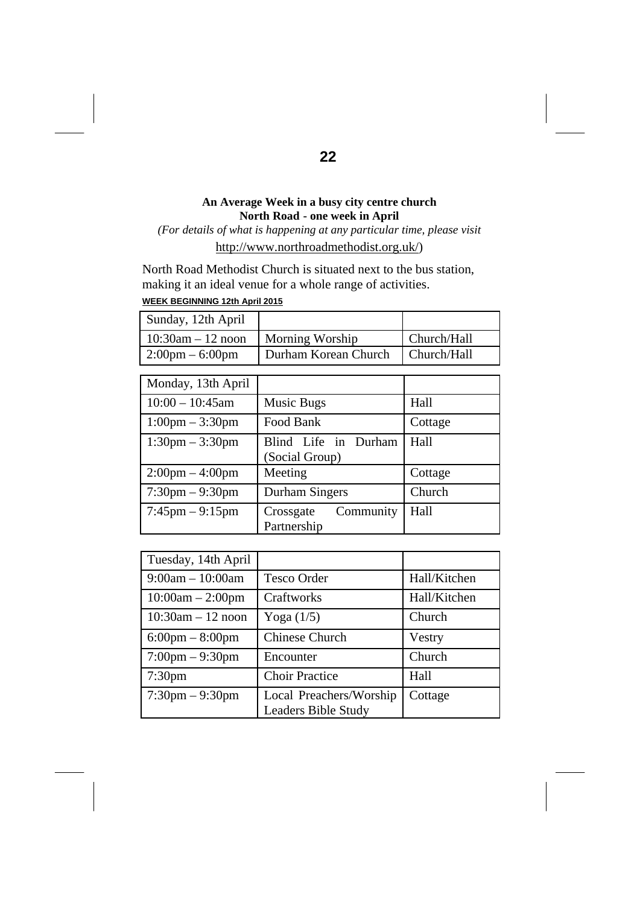**An Average Week in a busy city centre church**
**North Road - one week in April**

*(For details of what is happening at any particular time, please visit* http://www.northroadmethodist.org.uk/)

North Road Methodist Church is situated next to the bus station, making it an ideal venue for a whole range of activities.

**WEEK BEGINNING 12th April 2015**

| Sunday, 12th April | | |
|---|---|---|
| 10:30am – 12 noon | Morning Worship | Church/Hall |
| 2:00pm – 6:00pm | Durham Korean Church | Church/Hall |

| Monday, 13th April | | |
|---|---|---|
| 10:00 – 10:45am | Music Bugs | Hall |
| 1:00pm – 3:30pm | Food Bank | Cottage |
| 1:30pm – 3:30pm | Blind Life in Durham (Social Group) | Hall |
| 2:00pm – 4:00pm | Meeting | Cottage |
| 7:30pm – 9:30pm | Durham Singers | Church |
| 7:45pm – 9:15pm | Crossgate Community Partnership | Hall |

| Tuesday, 14th April | | |
|---|---|---|
| 9:00am – 10:00am | Tesco Order | Hall/Kitchen |
| 10:00am – 2:00pm | Craftworks | Hall/Kitchen |
| 10:30am – 12 noon | Yoga (1/5) | Church |
| 6:00pm – 8:00pm | Chinese Church | Vestry |
| 7:00pm – 9:30pm | Encounter | Church |
| 7:30pm | Choir Practice | Hall |
| 7:30pm – 9:30pm | Local Preachers/Worship Leaders Bible Study | Cottage |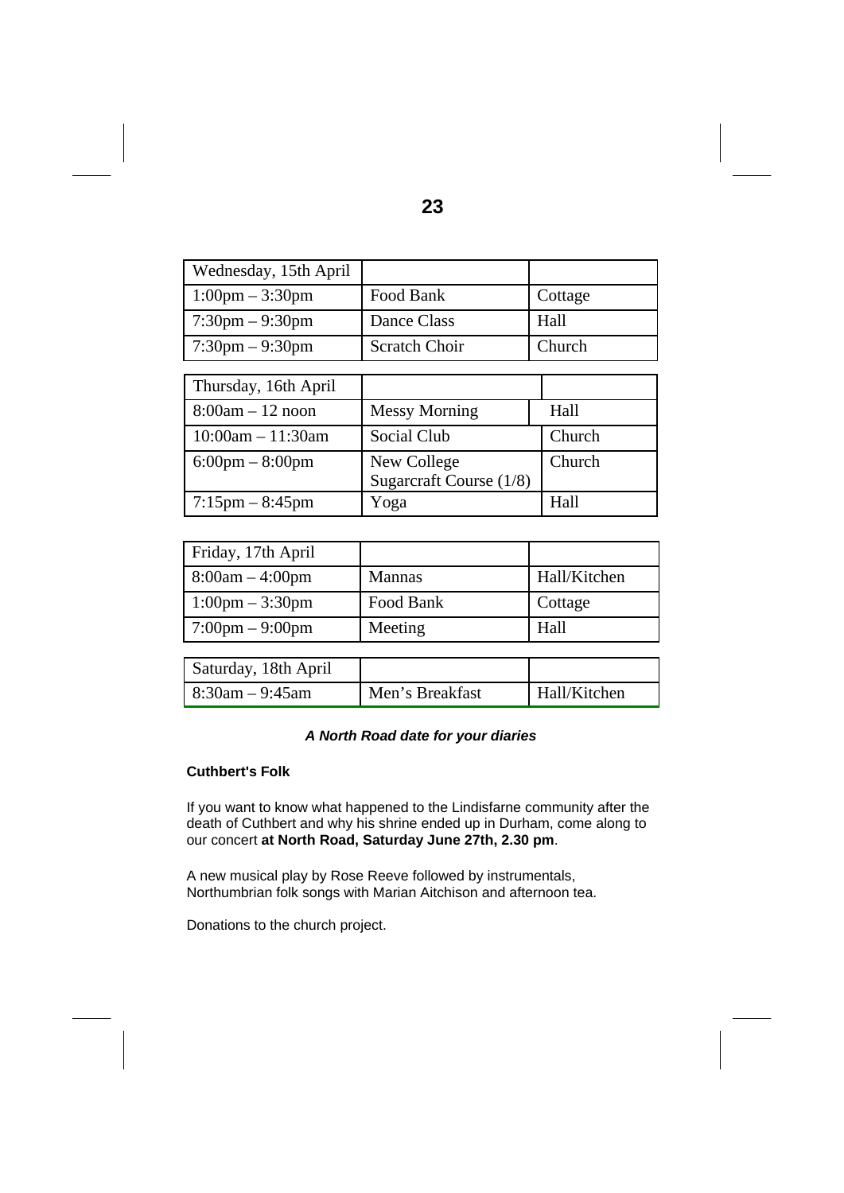| Wednesday, 15th April | | |
|---|---|---|
| 1:00pm – 3:30pm | Food Bank | Cottage |
| 7:30pm – 9:30pm | Dance Class | Hall |
| 7:30pm – 9:30pm | Scratch Choir | Church |

| Thursday, 16th April | | |
|---|---|---|
| 8:00am – 12 noon | Messy Morning | Hall |
| 10:00am – 11:30am | Social Club | Church |
| 6:00pm – 8:00pm | New College Sugarcraft Course (1/8) | Church |
| 7:15pm – 8:45pm | Yoga | Hall |

| Friday, 17th April | | |
|---|---|---|
| 8:00am – 4:00pm | Mannas | Hall/Kitchen |
| 1:00pm – 3:30pm | Food Bank | Cottage |
| 7:00pm – 9:00pm | Meeting | Hall |

| Saturday, 18th April | | |
|---|---|---|
| 8:30am – 9:45am | Men's Breakfast | Hall/Kitchen |

***A North Road date for your diaries***

**Cuthbert's Folk**

If you want to know what happened to the Lindisfarne community after the death of Cuthbert and why his shrine ended up in Durham, come along to our concert **at North Road, Saturday June 27th, 2.30 pm**.

A new musical play by Rose Reeve followed by instrumentals, Northumbrian folk songs with Marian Aitchison and afternoon tea.

Donations to the church project.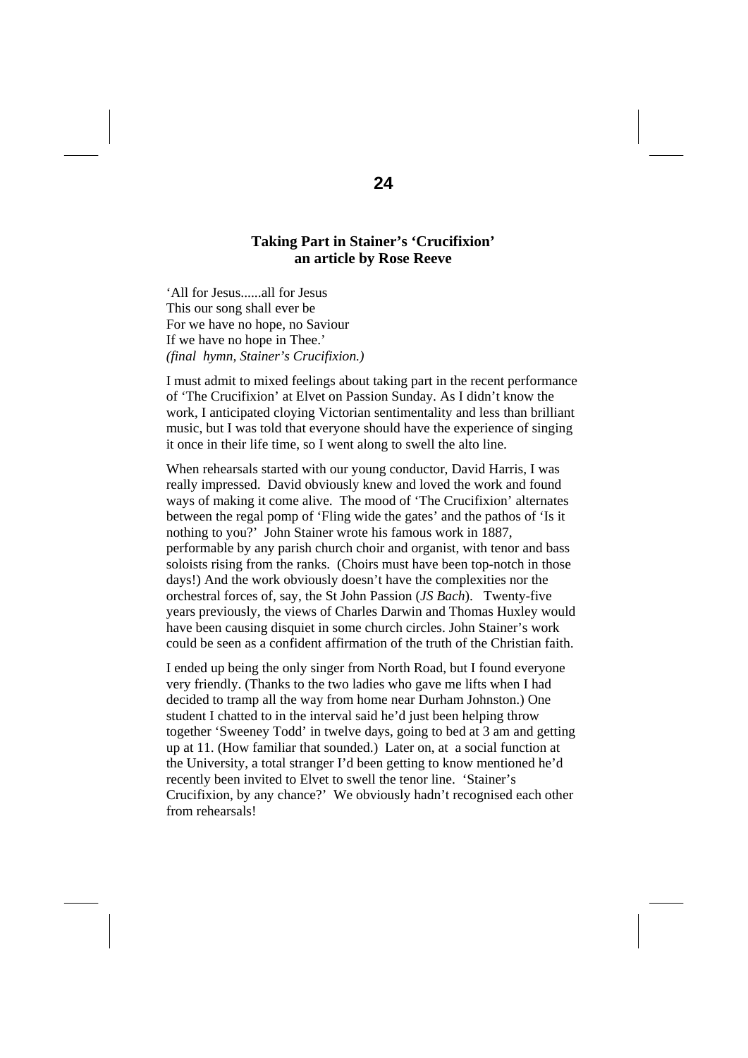## Taking Part in Stainer's 'Crucifixion'
## an article by Rose Reeve

'All for Jesus......all for Jesus  
This our song shall ever be  
For we have no hope, no Saviour  
If we have no hope in Thee.'  
*(final hymn, Stainer's Crucifixion.)*

I must admit to mixed feelings about taking part in the recent performance of 'The Crucifixion' at Elvet on Passion Sunday. As I didn't know the work, I anticipated cloying Victorian sentimentality and less than brilliant music, but I was told that everyone should have the experience of singing it once in their life time, so I went along to swell the alto line.

When rehearsals started with our young conductor, David Harris, I was really impressed. David obviously knew and loved the work and found ways of making it come alive. The mood of 'The Crucifixion' alternates between the regal pomp of 'Fling wide the gates' and the pathos of 'Is it nothing to you?' John Stainer wrote his famous work in 1887, performable by any parish church choir and organist, with tenor and bass soloists rising from the ranks. (Choirs must have been top-notch in those days!) And the work obviously doesn't have the complexities nor the orchestral forces of, say, the St John Passion (*JS Bach*). Twenty-five years previously, the views of Charles Darwin and Thomas Huxley would have been causing disquiet in some church circles. John Stainer's work could be seen as a confident affirmation of the truth of the Christian faith.

I ended up being the only singer from North Road, but I found everyone very friendly. (Thanks to the two ladies who gave me lifts when I had decided to tramp all the way from home near Durham Johnston.) One student I chatted to in the interval said he'd just been helping throw together 'Sweeney Todd' in twelve days, going to bed at 3 am and getting up at 11. (How familiar that sounded.) Later on, at a social function at the University, a total stranger I'd been getting to know mentioned he'd recently been invited to Elvet to swell the tenor line. 'Stainer's Crucifixion, by any chance?' We obviously hadn't recognised each other from rehearsals!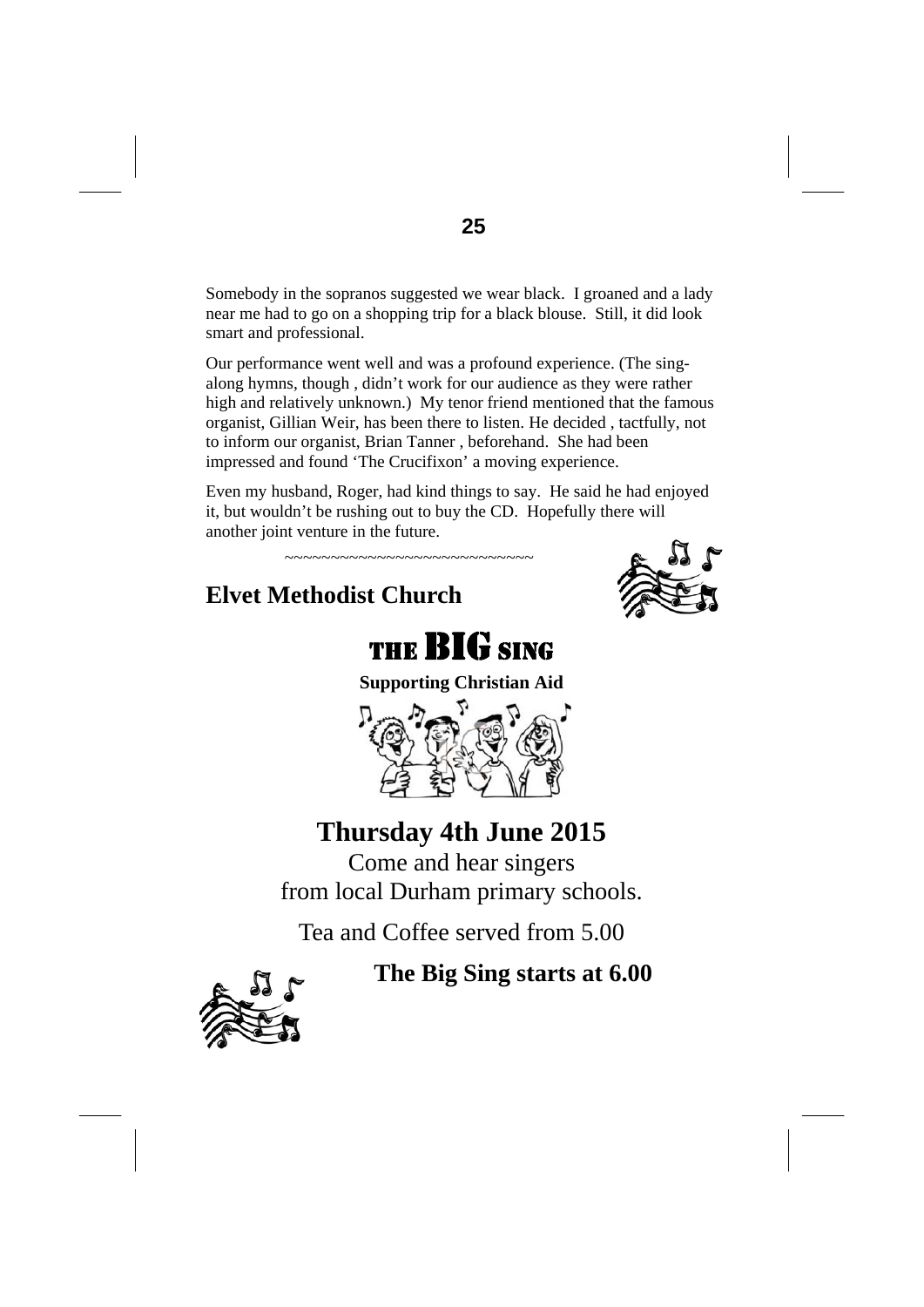Somebody in the sopranos suggested we wear black. I groaned and a lady near me had to go on a shopping trip for a black blouse. Still, it did look smart and professional.

Our performance went well and was a profound experience. (The sing-along hymns, though , didn't work for our audience as they were rather high and relatively unknown.) My tenor friend mentioned that the famous organist, Gillian Weir, has been there to listen. He decided , tactfully, not to inform our organist, Brian Tanner , beforehand. She had been impressed and found 'The Crucifixon' a moving experience.

Even my husband, Roger, had kind things to say. He said he had enjoyed it, but wouldn't be rushing out to buy the CD. Hopefully there will another joint venture in the future.

~~~~~~~~~~~~~~~~~~~~~~~~~~~~

## Elvet Methodist Church

# THE BIG SING

**Supporting Christian Aid**

## Thursday 4th June 2015

Come and hear singers
from local Durham primary schools.

Tea and Coffee served from 5.00

**The Big Sing starts at 6.00**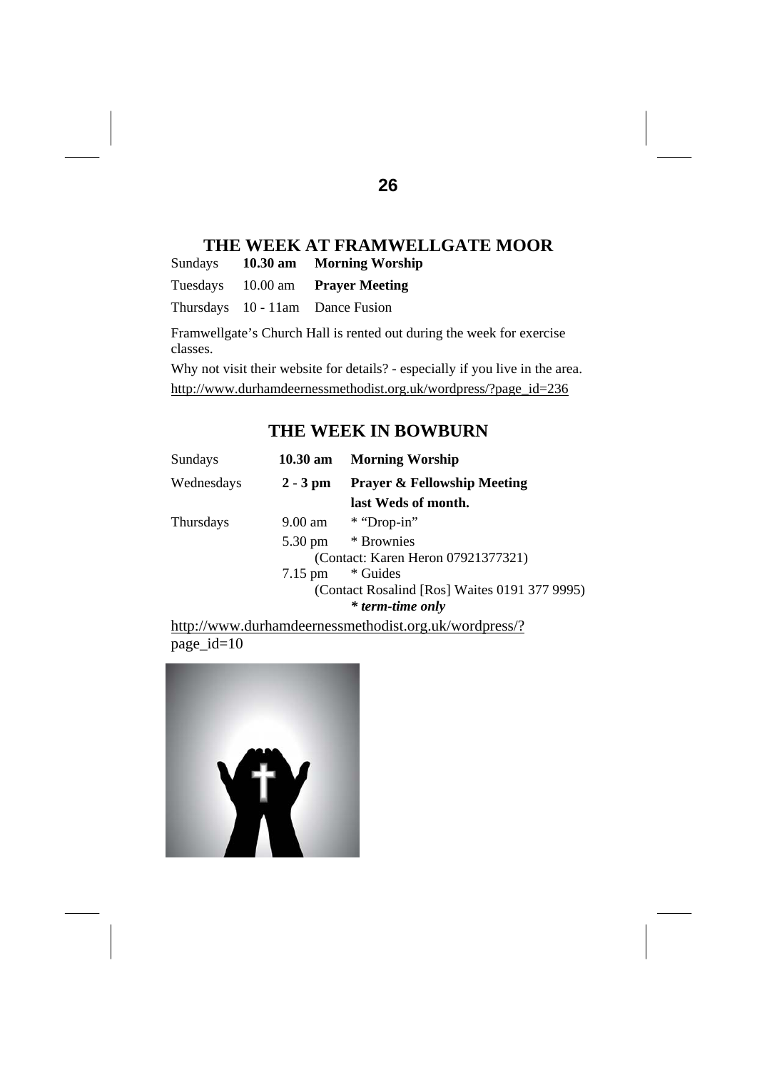## THE WEEK AT FRAMWELLGATE MOOR

| | | |
|---|---|---|
| Sundays | **10.30 am** | **Morning Worship** |
| Tuesdays | 10.00 am | **Prayer Meeting** |
| Thursdays | 10 - 11am | Dance Fusion |

Framwellgate's Church Hall is rented out during the week for exercise classes.

Why not visit their website for details? - especially if you live in the area.

http://www.durhamdeernessmethodist.org.uk/wordpress/?page_id=236

## THE WEEK IN BOWBURN

| | | |
|---|---|---|
| Sundays | **10.30 am** | **Morning Worship** |
| Wednesdays | **2 - 3 pm** | **Prayer & Fellowship Meeting last Weds of month.** |
| Thursdays | 9.00 am | * "Drop-in" |
| | 5.30 pm | * Brownies (Contact: Karen Heron 07921377321) |
| | 7.15 pm | * Guides (Contact Rosalind [Ros] Waites 0191 377 9995) |

***** term-time only***

http://www.durhamdeernessmethodist.org.uk/wordpress/?page_id=10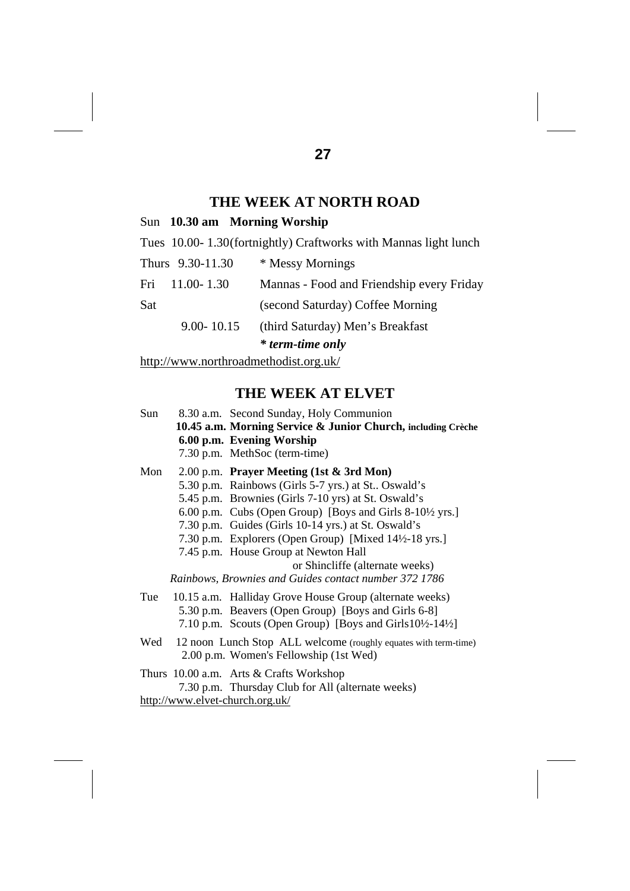## THE WEEK AT NORTH ROAD

Sun **10.30 am Morning Worship**

Tues 10.00- 1.30(fortnightly) Craftworks with Mannas light lunch

Thurs 9.30-11.30 * Messy Mornings

Fri 11.00- 1.30 Mannas - Food and Friendship every Friday

Sat (second Saturday) Coffee Morning

9.00- 10.15 (third Saturday) Men's Breakfast

***** term-time only***

http://www.northroadmethodist.org.uk/

## THE WEEK AT ELVET

Sun 8.30 a.m. Second Sunday, Holy Communion
**10.45 a.m. Morning Service & Junior Church, including Crèche**
**6.00 p.m. Evening Worship**
7.30 p.m. MethSoc (term-time)

Mon 2.00 p.m. **Prayer Meeting (1st & 3rd Mon)**
5.30 p.m. Rainbows (Girls 5-7 yrs.) at St.. Oswald's
5.45 p.m. Brownies (Girls 7-10 yrs) at St. Oswald's
6.00 p.m. Cubs (Open Group) [Boys and Girls 8-10½ yrs.]
7.30 p.m. Guides (Girls 10-14 yrs.) at St. Oswald's
7.30 p.m. Explorers (Open Group) [Mixed 14½-18 yrs.]
7.45 p.m. House Group at Newton Hall
or Shincliffe (alternate weeks)

*Rainbows, Brownies and Guides contact number 372 1786*

Tue 10.15 a.m. Halliday Grove House Group (alternate weeks)
5.30 p.m. Beavers (Open Group) [Boys and Girls 6-8]
7.10 p.m. Scouts (Open Group) [Boys and Girls10½-14½]

Wed 12 noon Lunch Stop ALL welcome (roughly equates with term-time)
2.00 p.m. Women's Fellowship (1st Wed)

Thurs 10.00 a.m. Arts & Crafts Workshop
7.30 p.m. Thursday Club for All (alternate weeks)

http://www.elvet-church.org.uk/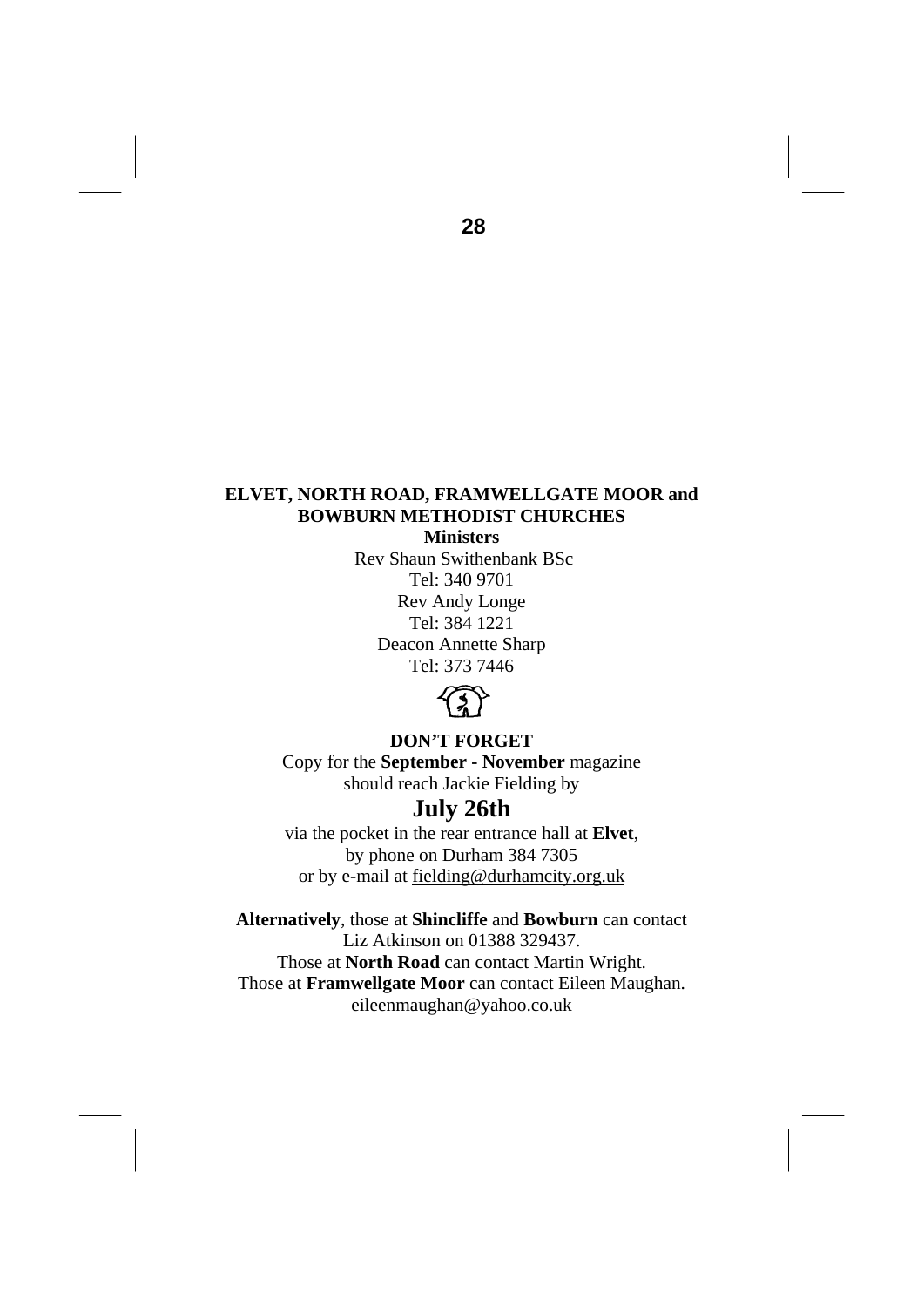**ELVET, NORTH ROAD, FRAMWELLGATE MOOR and BOWBURN METHODIST CHURCHES**

**Ministers**

Rev Shaun Swithenbank BSc
Tel: 340 9701
Rev Andy Longe
Tel: 384 1221
Deacon Annette Sharp
Tel: 373 7446

**DON'T FORGET**

Copy for the **September - November** magazine
should reach Jackie Fielding by

## July 26th

via the pocket in the rear entrance hall at **Elvet**,
by phone on Durham 384 7305
or by e-mail at fielding@durhamcity.org.uk

**Alternatively**, those at **Shincliffe** and **Bowburn** can contact
Liz Atkinson on 01388 329437.
Those at **North Road** can contact Martin Wright.
Those at **Framwellgate Moor** can contact Eileen Maughan.
eileenmaughan@yahoo.co.uk